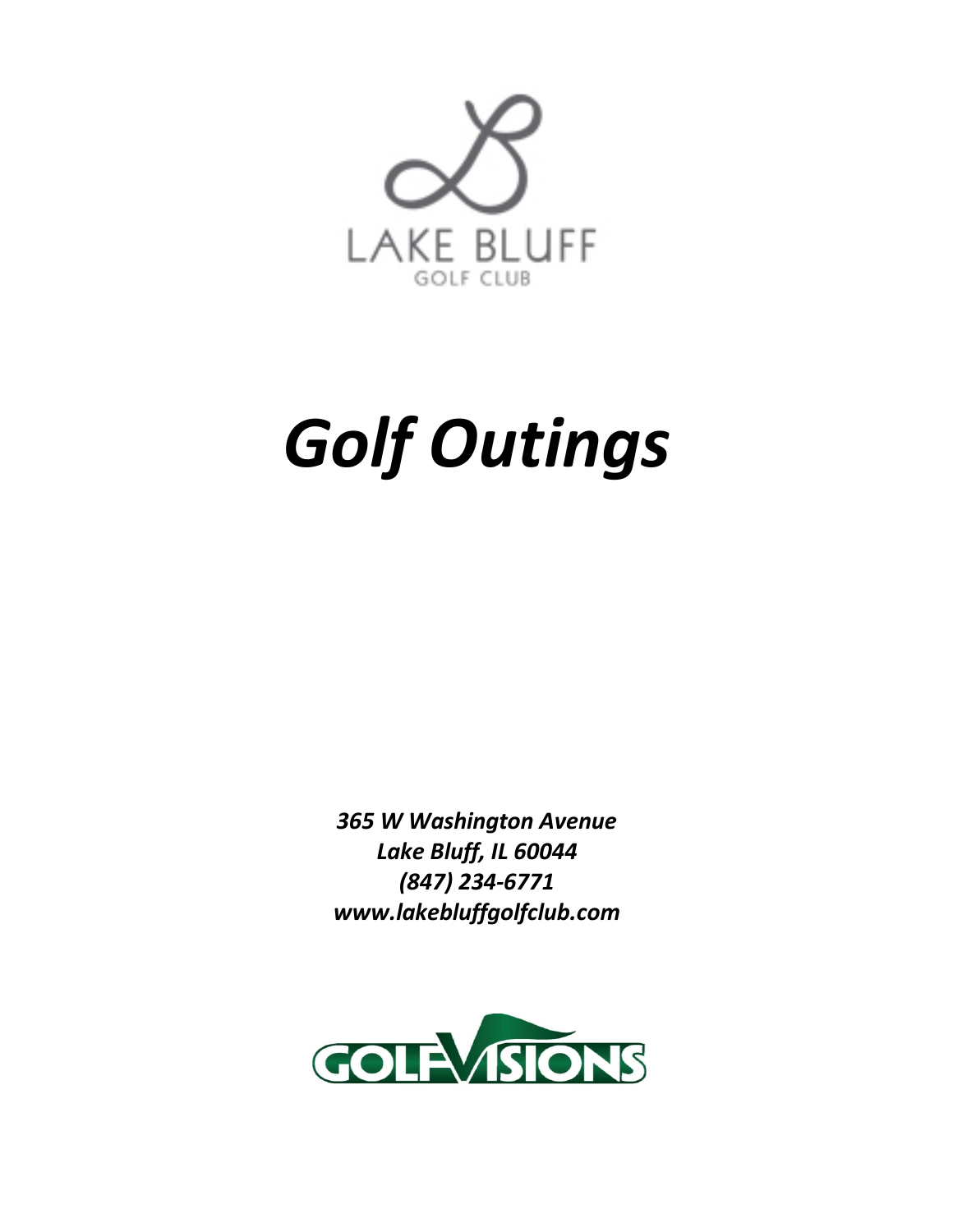LAKE BLUFF

GOLF CLUB

# *Golf Outings*

***365 W Washington Avenue***
***Lake Bluff, IL 60044***
***(847) 234-6771***
***www.lakebluffgolfclub.com***

GOLFVISIONS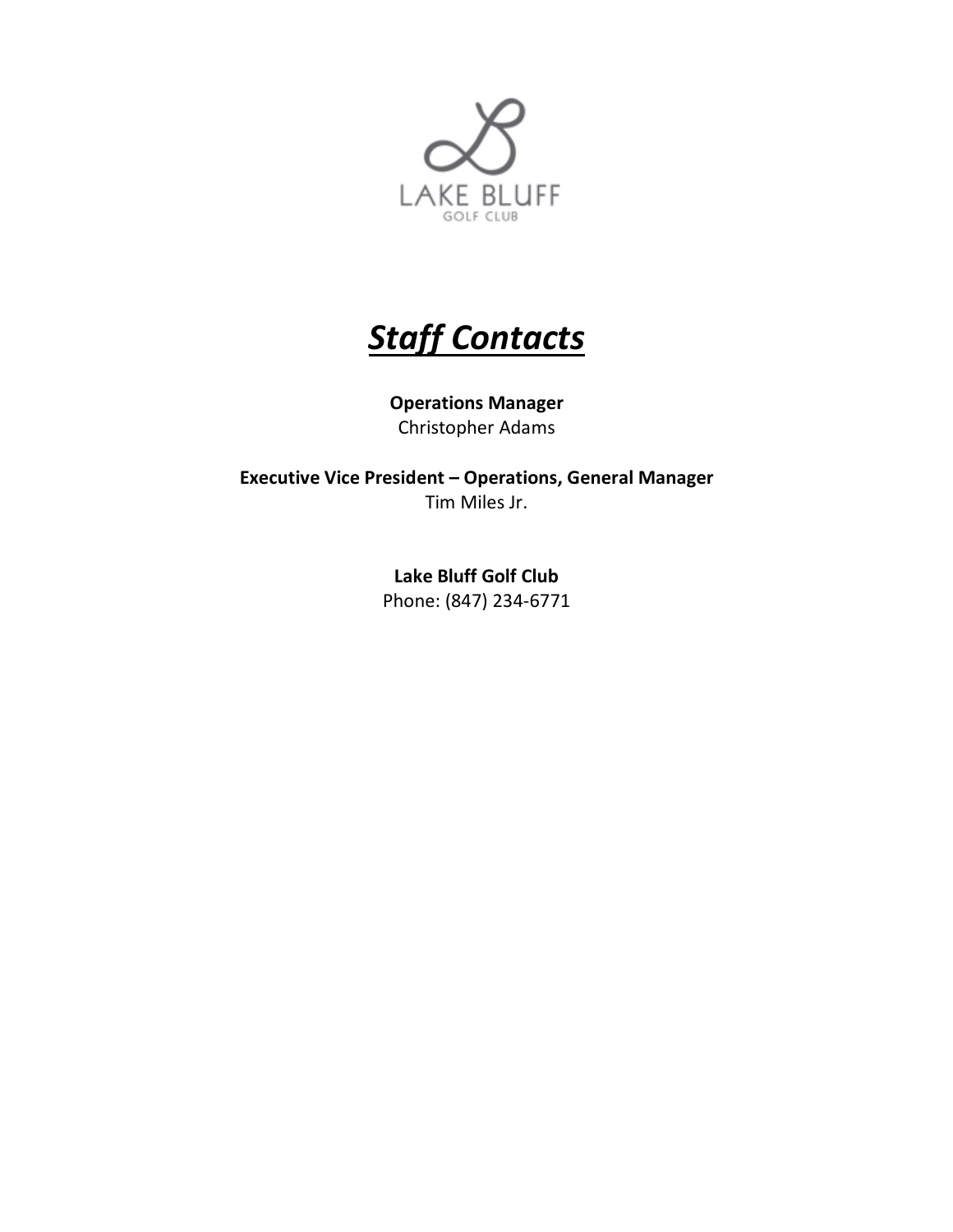LAKE BLUFF
GOLF CLUB

# ***<u>Staff Contacts</u>***

**Operations Manager**
Christopher Adams

**Executive Vice President – Operations, General Manager**
Tim Miles Jr.

**Lake Bluff Golf Club**
Phone: (847) 234-6771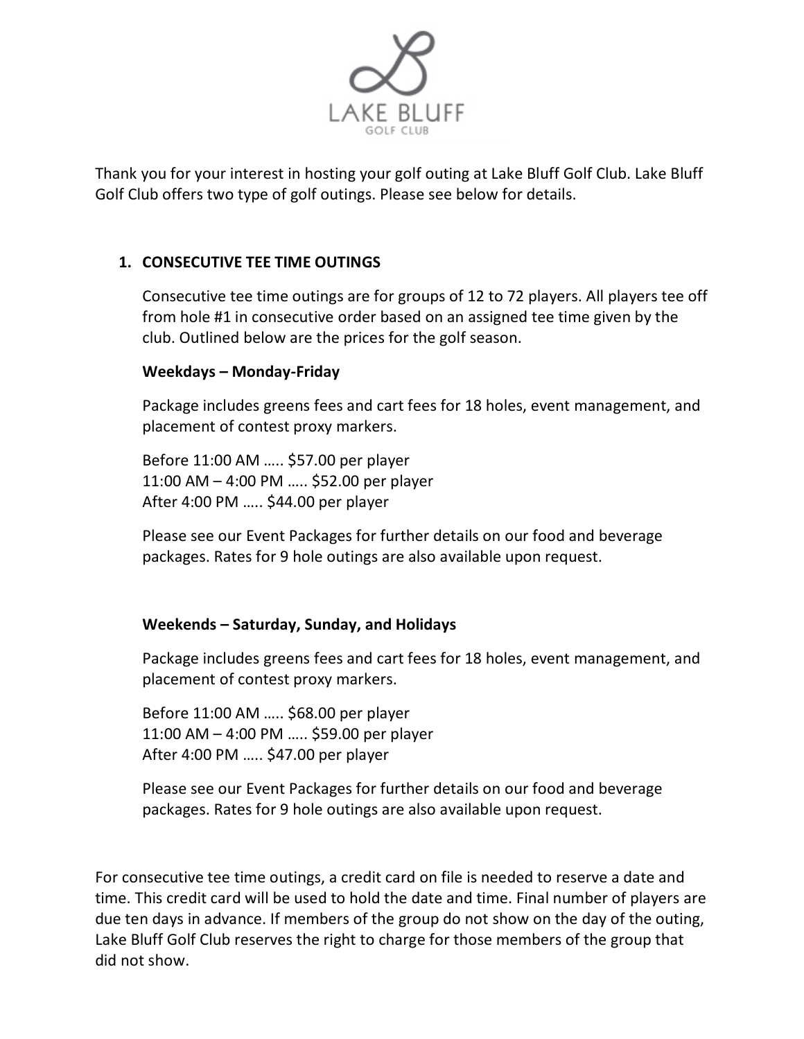LAKE BLUFF
GOLF CLUB

Thank you for your interest in hosting your golf outing at Lake Bluff Golf Club. Lake Bluff Golf Club offers two type of golf outings. Please see below for details.

1. **CONSECUTIVE TEE TIME OUTINGS**

   Consecutive tee time outings are for groups of 12 to 72 players. All players tee off from hole #1 in consecutive order based on an assigned tee time given by the club. Outlined below are the prices for the golf season.

   **Weekdays – Monday-Friday**

   Package includes greens fees and cart fees for 18 holes, event management, and placement of contest proxy markers.

   Before 11:00 AM ….. $57.00 per player
   11:00 AM – 4:00 PM ….. $52.00 per player
   After 4:00 PM ….. $44.00 per player

   Please see our Event Packages for further details on our food and beverage packages. Rates for 9 hole outings are also available upon request.

   **Weekends – Saturday, Sunday, and Holidays**

   Package includes greens fees and cart fees for 18 holes, event management, and placement of contest proxy markers.

   Before 11:00 AM ….. $68.00 per player
   11:00 AM – 4:00 PM ….. $59.00 per player
   After 4:00 PM ….. $47.00 per player

   Please see our Event Packages for further details on our food and beverage packages. Rates for 9 hole outings are also available upon request.

For consecutive tee time outings, a credit card on file is needed to reserve a date and time. This credit card will be used to hold the date and time. Final number of players are due ten days in advance. If members of the group do not show on the day of the outing, Lake Bluff Golf Club reserves the right to charge for those members of the group that did not show.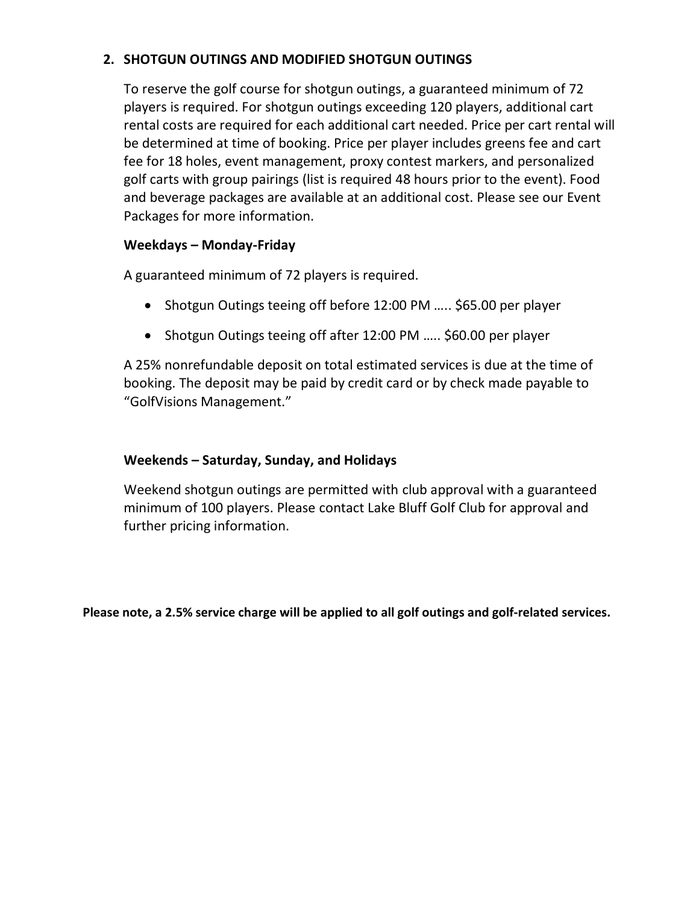## 2. SHOTGUN OUTINGS AND MODIFIED SHOTGUN OUTINGS

To reserve the golf course for shotgun outings, a guaranteed minimum of 72 players is required. For shotgun outings exceeding 120 players, additional cart rental costs are required for each additional cart needed. Price per cart rental will be determined at time of booking. Price per player includes greens fee and cart fee for 18 holes, event management, proxy contest markers, and personalized golf carts with group pairings (list is required 48 hours prior to the event). Food and beverage packages are available at an additional cost. Please see our Event Packages for more information.

### Weekdays – Monday-Friday

A guaranteed minimum of 72 players is required.

- Shotgun Outings teeing off before 12:00 PM ….. $65.00 per player
- Shotgun Outings teeing off after 12:00 PM ….. $60.00 per player

A 25% nonrefundable deposit on total estimated services is due at the time of booking. The deposit may be paid by credit card or by check made payable to "GolfVisions Management."

### Weekends – Saturday, Sunday, and Holidays

Weekend shotgun outings are permitted with club approval with a guaranteed minimum of 100 players. Please contact Lake Bluff Golf Club for approval and further pricing information.

**Please note, a 2.5% service charge will be applied to all golf outings and golf-related services.**